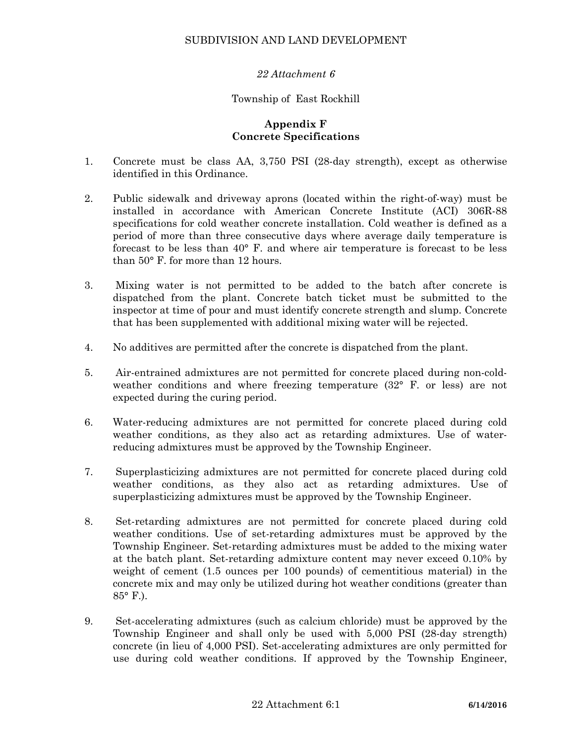SUBDIVISION AND LAND DEVELOPMENT

*22 Attachment 6*

Township of East Rockhill

# Appendix F
# Concrete Specifications

1. Concrete must be class AA, 3,750 PSI (28-day strength), except as otherwise identified in this Ordinance.

2. Public sidewalk and driveway aprons (located within the right-of-way) must be installed in accordance with American Concrete Institute (ACI) 306R-88 specifications for cold weather concrete installation. Cold weather is defined as a period of more than three consecutive days where average daily temperature is forecast to be less than 40° F. and where air temperature is forecast to be less than 50° F. for more than 12 hours.

3. Mixing water is not permitted to be added to the batch after concrete is dispatched from the plant. Concrete batch ticket must be submitted to the inspector at time of pour and must identify concrete strength and slump. Concrete that has been supplemented with additional mixing water will be rejected.

4. No additives are permitted after the concrete is dispatched from the plant.

5. Air-entrained admixtures are not permitted for concrete placed during non-cold-weather conditions and where freezing temperature (32° F. or less) are not expected during the curing period.

6. Water-reducing admixtures are not permitted for concrete placed during cold weather conditions, as they also act as retarding admixtures. Use of water-reducing admixtures must be approved by the Township Engineer.

7. Superplasticizing admixtures are not permitted for concrete placed during cold weather conditions, as they also act as retarding admixtures. Use of superplasticizing admixtures must be approved by the Township Engineer.

8. Set-retarding admixtures are not permitted for concrete placed during cold weather conditions. Use of set-retarding admixtures must be approved by the Township Engineer. Set-retarding admixtures must be added to the mixing water at the batch plant. Set-retarding admixture content may never exceed 0.10% by weight of cement (1.5 ounces per 100 pounds) of cementitious material) in the concrete mix and may only be utilized during hot weather conditions (greater than 85° F.).

9. Set-accelerating admixtures (such as calcium chloride) must be approved by the Township Engineer and shall only be used with 5,000 PSI (28-day strength) concrete (in lieu of 4,000 PSI). Set-accelerating admixtures are only permitted for use during cold weather conditions. If approved by the Township Engineer,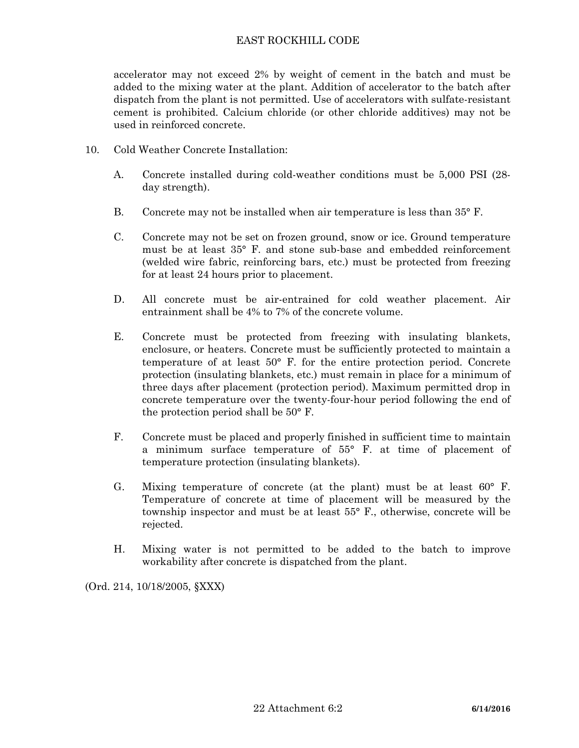accelerator may not exceed 2% by weight of cement in the batch and must be added to the mixing water at the plant. Addition of accelerator to the batch after dispatch from the plant is not permitted. Use of accelerators with sulfate-resistant cement is prohibited. Calcium chloride (or other chloride additives) may not be used in reinforced concrete.

10. Cold Weather Concrete Installation:

    A. Concrete installed during cold-weather conditions must be 5,000 PSI (28-day strength).

    B. Concrete may not be installed when air temperature is less than 35° F.

    C. Concrete may not be set on frozen ground, snow or ice. Ground temperature must be at least 35° F. and stone sub-base and embedded reinforcement (welded wire fabric, reinforcing bars, etc.) must be protected from freezing for at least 24 hours prior to placement.

    D. All concrete must be air-entrained for cold weather placement. Air entrainment shall be 4% to 7% of the concrete volume.

    E. Concrete must be protected from freezing with insulating blankets, enclosure, or heaters. Concrete must be sufficiently protected to maintain a temperature of at least 50° F. for the entire protection period. Concrete protection (insulating blankets, etc.) must remain in place for a minimum of three days after placement (protection period). Maximum permitted drop in concrete temperature over the twenty-four-hour period following the end of the protection period shall be 50° F.

    F. Concrete must be placed and properly finished in sufficient time to maintain a minimum surface temperature of 55° F. at time of placement of temperature protection (insulating blankets).

    G. Mixing temperature of concrete (at the plant) must be at least 60° F. Temperature of concrete at time of placement will be measured by the township inspector and must be at least 55° F., otherwise, concrete will be rejected.

    H. Mixing water is not permitted to be added to the batch to improve workability after concrete is dispatched from the plant.

(Ord. 214, 10/18/2005, §XXX)